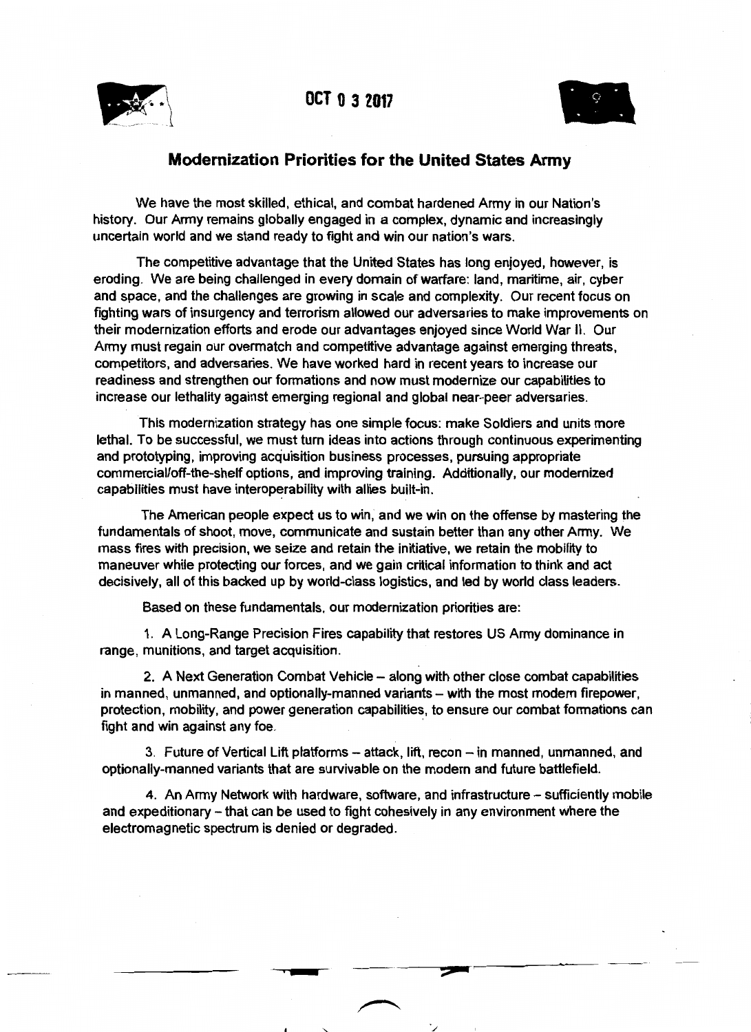OCT 0 3 2017

## Modernization Priorities for the United States Army

We have the most skilled, ethical, and combat hardened Army in our Nation's history. Our Army remains globally engaged in a complex, dynamic and increasingly uncertain world and we stand ready to fight and win our nation's wars.

The competitive advantage that the United States has long enjoyed, however, is eroding. We are being challenged in every domain of warfare: land, maritime, air, cyber and space, and the challenges are growing in scale and complexity. Our recent focus on fighting wars of insurgency and terrorism allowed our adversaries to make improvements on their modernization efforts and erode our advantages enjoyed since World War II. Our Army must regain our overmatch and competitive advantage against emerging threats, competitors, and adversaries. We have worked hard in recent years to increase our readiness and strengthen our formations and now must modernize our capabilities to increase our lethality against emerging regional and global near-peer adversaries.

This modernization strategy has one simple focus: make Soldiers and units more lethal. To be successful, we must turn ideas into actions through continuous experimenting and prototyping, improving acquisition business processes, pursuing appropriate commercial/off-the-shelf options, and improving training. Additionally, our modernized capabilities must have interoperability with allies built-in.

The American people expect us to win, and we win on the offense by mastering the fundamentals of shoot, move, communicate and sustain better than any other Army. We mass fires with precision, we seize and retain the initiative, we retain the mobility to maneuver while protecting our forces, and we gain critical information to think and act decisively, all of this backed up by world-class logistics, and led by world class leaders.

Based on these fundamentals, our modernization priorities are:

1. A Long-Range Precision Fires capability that restores US Army dominance in range, munitions, and target acquisition.

2. A Next Generation Combat Vehicle – along with other close combat capabilities in manned, unmanned, and optionally-manned variants – with the most modern firepower, protection, mobility, and power generation capabilities, to ensure our combat formations can fight and win against any foe.

3. Future of Vertical Lift platforms – attack, lift, recon – in manned, unmanned, and optionally-manned variants that are survivable on the modern and future battlefield.

4. An Army Network with hardware, software, and infrastructure – sufficiently mobile and expeditionary – that can be used to fight cohesively in any environment where the electromagnetic spectrum is denied or degraded.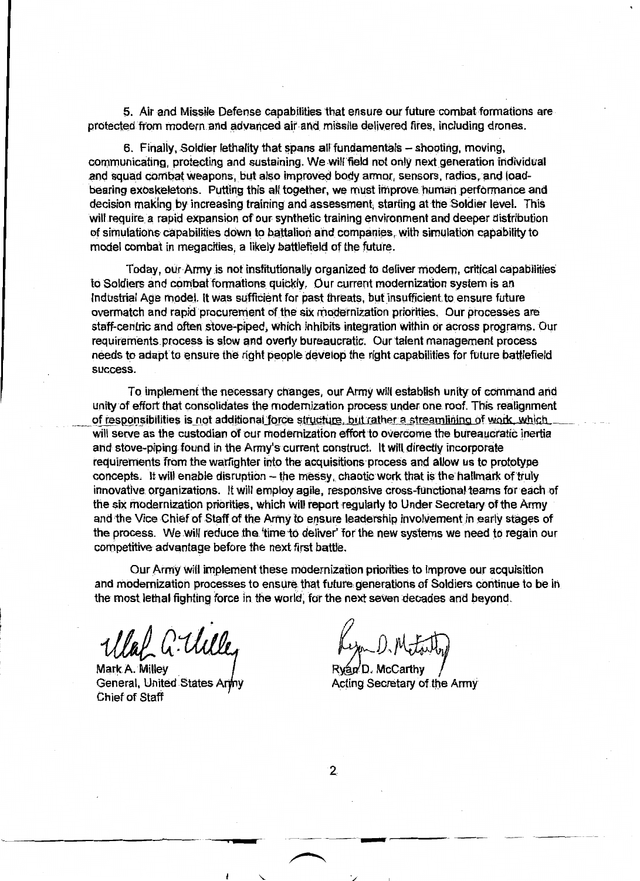5. Air and Missile Defense capabilities that ensure our future combat formations are protected from modern and advanced air and missile delivered fires, including drones.

6. Finally, Soldier lethality that spans all fundamentals – shooting, moving, communicating, protecting and sustaining. We will field not only next generation individual and squad combat weapons, but also improved body armor, sensors, radios, and load-bearing exoskeletons. Putting this all together, we must improve human performance and decision making by increasing training and assessment, starting at the Soldier level. This will require a rapid expansion of our synthetic training environment and deeper distribution of simulations capabilities down to battalion and companies, with simulation capability to model combat in megacities, a likely battlefield of the future.

Today, our Army is not institutionally organized to deliver modern, critical capabilities to Soldiers and combat formations quickly. Our current modernization system is an Industrial Age model. It was sufficient for past threats, but insufficient to ensure future overmatch and rapid procurement of the six modernization priorities. Our processes are staff-centric and often stove-piped, which inhibits integration within or across programs. Our requirements process is slow and overly bureaucratic. Our talent management process needs to adapt to ensure the right people develop the right capabilities for future battlefield success.

To implement the necessary changes, our Army will establish unity of command and unity of effort that consolidates the modernization process under one roof. This realignment of responsibilities is not additional force structure, but rather a streamlining of work, which will serve as the custodian of our modernization effort to overcome the bureaucratic inertia and stove-piping found in the Army's current construct. It will directly incorporate requirements from the warfighter into the acquisitions process and allow us to prototype concepts. It will enable disruption – the messy, chaotic work that is the hallmark of truly innovative organizations. It will employ agile, responsive cross-functional teams for each of the six modernization priorities, which will report regularly to Under Secretary of the Army and the Vice Chief of Staff of the Army to ensure leadership involvement in early stages of the process. We will reduce the 'time to deliver' for the new systems we need to regain our competitive advantage before the next first battle.

Our Army will implement these modernization priorities to improve our acquisition and modernization processes to ensure that future generations of Soldiers continue to be in the most lethal fighting force in the world, for the next seven decades and beyond.

Mark A. Milley
General, United States Army
Chief of Staff

Ryan D. McCarthy
Acting Secretary of the Army